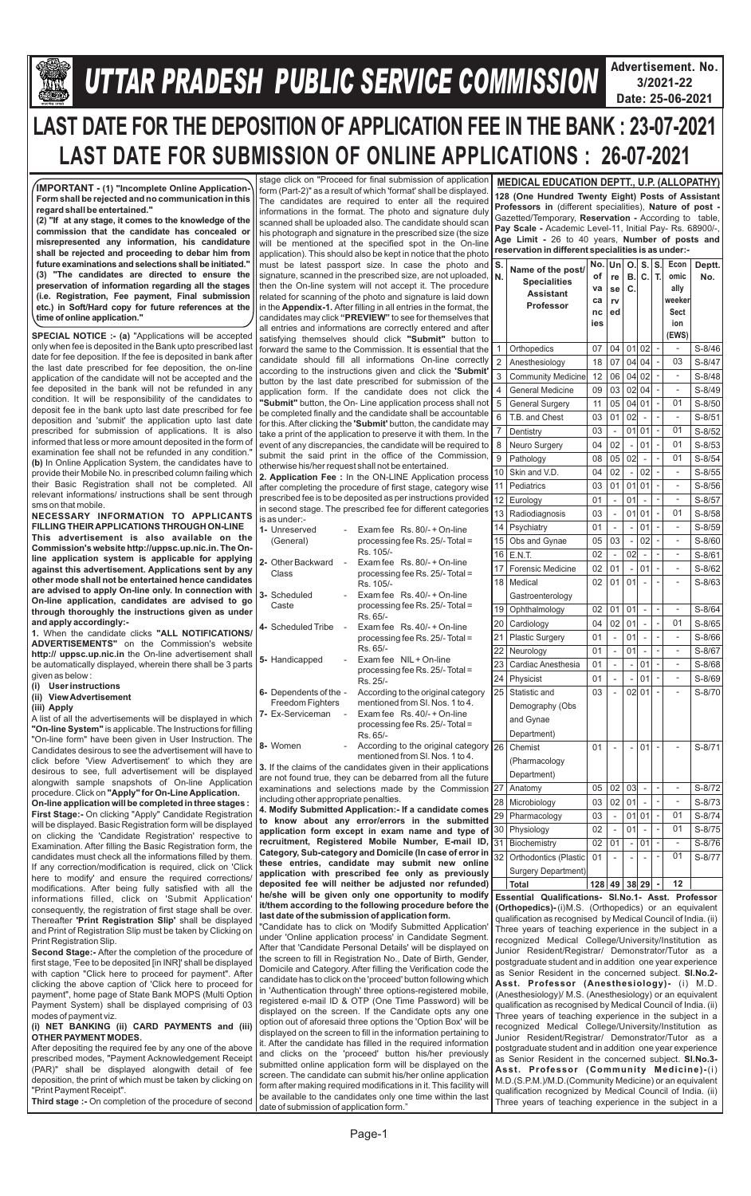# UTTAR PRADESH PUBLIC SERVICE COMMISSION

**Advertisement. No. 3/2021-22**
**Date: 25-06-2021**

# LAST DATE FOR THE DEPOSITION OF APPLICATION FEE IN THE BANK : 23-07-2021
# LAST DATE FOR SUBMISSION OF ONLINE APPLICATIONS : 26-07-2021

**IMPORTANT - (1) "Incomplete Online Application-Form shall be rejected and no communication in this regard shall be entertained."**

**(2) "If at any stage, it comes to the knowledge of the commission that the candidate has concealed or misrepresented any information, his candidature shall be rejected and proceeding to debar him from future examinations and selections shall be initiated."**

**(3) "The candidates are directed to ensure the preservation of information regarding all the stages (i.e. Registration, Fee payment, Final submission etc.) in Soft/Hard copy for future references at the time of online application."**

**SPECIAL NOTICE :- (a)** "Applications will be accepted only when fee is deposited in the Bank upto prescribed last date for fee deposition. If the fee is deposited in bank after the last date prescribed for fee deposition, the on-line application of the candidate will not be accepted and the fee deposited in the bank will not be refunded in any condition. It will be responsibility of the candidates to deposit fee in the bank upto last date prescribed for fee deposition and 'submit' the application upto last date prescribed for submission of applications. It is also informed that less or more amount deposited in the form of examination fee shall not be refunded in any condition." **(b)** In Online Application System, the candidates have to provide their Mobile No. in prescribed column failing which their Basic Registration shall not be completed. All relevant informations/ instructions shall be sent through sms on that mobile.

**NECESSARY INFORMATION TO APPLICANTS FILLING THEIR APPLICATIONS THROUGH ON-LINE**

**This advertisement is also available on the Commission's website http://uppsc.up.nic.in. The On-line application system is applicable for applying against this advertisement. Applications sent by any other mode shall not be entertained hence candidates are advised to apply On-line only. In connection with On-line application, candidates are advised to go through thoroughly the instructions given as under and apply accordingly:-**

**1.** When the candidate clicks **"ALL NOTIFICATIONS/ ADVERTISEMENTS"** on the Commission's website **http:// uppsc.up.nic.in** the On-line advertisement shall be automatically displayed, wherein there shall be 3 parts given as below :

**(i) User instructions**
**(ii) View Advertisement**
**(iii) Apply**

A list of all the advertisements will be displayed in which **"On-line System"** is applicable. The Instructions for filling "On-line form" have been given in User Instruction. The Candidates desirous to see the advertisement will have to click before 'View Advertisement' to which they are desirous to see, full advertisement will be displayed alongwith sample snapshots of On-line Application procedure. Click on **"Apply" for On-Line Application.**

**On-line application will be completed in three stages :**

**First Stage:-** On clicking "Apply" Candidate Registration will be displayed. Basic Registration form will be displayed on clicking the 'Candidate Registration' respective to Examination. After filling the Basic Registration form, the candidates must check all the informations filled by them. If any correction/modification is required, click on 'Click here to modify' and ensure the required corrections/ modifications. After being fully satisfied with all the informations filled, click on 'Submit Application' consequently, the registration of first stage shall be over. Thereafter **'Print Registration Slip'** shall be displayed and Print of Registration Slip must be taken by Clicking on Print Registration Slip.

**Second Stage:-** After the completion of the procedure of first stage, 'Fee to be deposited [in INR]' shall be displayed with caption "Click here to proceed for payment". After clicking the above caption of 'Click here to proceed for payment", home page of State Bank MOPS (Multi Option Payment System) shall be displayed comprising of 03 modes of payment viz.

**(i) NET BANKING (ii) CARD PAYMENTS and (iii) OTHER PAYMENT MODES.**

After depositing the required fee by any one of the above prescribed modes, "Payment Acknowledgement Receipt (PAR)" shall be displayed alongwith detail of fee deposition, the print of which must be taken by clicking on "Print Payment Receipt".

**Third stage :-** On completion of the procedure of second stage click on "Proceed for final submission of application form (Part-2)" as a result of which 'format' shall be displayed. The candidates are required to enter all the required informations in the format. The photo and signature duly scanned shall be uploaded also. The candidate should scan his photograph and signature in the prescribed size (the size will be mentioned at the specified spot in the On-line application). This should also be kept in notice that the photo must be latest passport size. In case the photo and signature, scanned in the prescribed size, are not uploaded, then the On-line system will not accept it. The procedure related for scanning of the photo and signature is laid down in the **Appendix-1.** After filling in all entries in the format, the candidates may click **"PREVIEW"** to see for themselves that all entries and informations are correctly entered and after satisfying themselves should click **"Submit"** button to forward the same to the Commission. It is essential that the candidate should fill all informations On-line correctly according to the instructions given and click the **'Submit'** button by the last date prescribed for submission of the application form. If the candidate does not click the **"Submit"** button, the On- Line application process shall not be completed finally and the candidate shall be accountable for this. After clicking the **'Submit'** button, the candidate may take a print of the application to preserve it with them. In the event of any discrepancies, the candidate will be required to submit the said print in the office of the Commission, otherwise his/her request shall not be entertained.

**2. Application Fee :** In the ON-LINE Application process after completing the procedure of first stage, category wise prescribed fee is to be deposited as per instructions provided in second stage. The prescribed fee for different categories is as under:-

1- Unreserved (General) - Exam fee Rs. 80/- + On-line processing fee Rs. 25/- Total = Rs. 105/-
2- Other Backward Class - Exam fee Rs. 80/- + On-line processing fee Rs. 25/- Total = Rs. 105/-
3- Scheduled Caste - Exam fee Rs. 40/- + On-line processing fee Rs. 25/- Total = Rs. 65/-
4- Scheduled Tribe - Exam fee Rs. 40/- + On-line processing fee Rs. 25/- Total = Rs. 65/-
5- Handicapped - Exam fee NIL + On-line processing fee Rs. 25/- Total = Rs. 25/-
6- Dependents of the Freedom Fighters - According to the original category mentioned from Sl. Nos. 1 to 4.
7- Ex-Serviceman - Exam fee Rs. 40/- + On-line processing fee Rs. 25/- Total = Rs. 65/-
8- Women - According to the original category mentioned from Sl. Nos. 1 to 4.

**3.** If the claims of the candidates given in their applications are not found true, they can be debarred from all the future examinations and selections made by the Commission including other appropriate penalties.

**4. Modify Submitted Application:- If a candidate comes to know about any error/errors in the submitted application form except in exam name and type of recruitment, Registered Mobile Number, E-mail ID, Category, Sub-category and Domicile (In case of error in these entries, candidate may submit new online application with prescribed fee only as previously deposited fee will neither be adjusted nor refunded) he/she will be given only one opportunity to modify it/them according to the following procedure before the last date of submission of application form.**

"Candidate has to click on 'Modify Submitted Application' under 'Online application process' in Candidate Segment. After that 'Candidate Personal Details' will be displayed on the screen to fill in Registration No., Date of Birth, Gender, Domicile and Category. After filling the Verification code the candidate has to click on the 'proceed' button following which in 'Authentication through' three options-registered mobile, registered e-mail ID & OTP (One Time Password) will be displayed on the screen. If the Candidate opts any one option out of aforesaid three options the 'Option Box' will be displayed on the screen to fill in the information pertaining to it. After the candidate has filled in the required information and clicks on the 'proceed' button his/her previously submitted online application form will be displayed on the screen. The candidate can submit his/her online application form after making required modifications in it. This facility will be available to the candidates only one time within the last date of submission of application form."

## MEDICAL EDUCATION DEPTT., U.P. (ALLOPATHY)

**128 (One Hundred Twenty Eight) Posts of Assistant Professors in** (different specialities), **Nature of post -** Gazetted/Temporary, **Reservation -** According to table, **Pay Scale -** Academic Level-11, Initial Pay- Rs. 68900/-, **Age Limit -** 26 to 40 years, **Number of posts and reservation in different specialities is as under:-**

| S. N. | Name of the post/ Specialities Assistant Professor | No. of vacancies | Unreserved | O.B.C. | S.C. | S.T. | Economically weeker Section (EWS) | Deptt. No. |
|---|---|---|---|---|---|---|---|---|
| 1 | Orthopedics | 07 | 04 | 01 | 02 | - | - | S-8/46 |
| 2 | Anesthesiology | 18 | 07 | 04 | 04 | - | 03 | S-8/47 |
| 3 | Community Medicine | 12 | 06 | 04 | 02 | - | - | S-8/48 |
| 4 | General Medicine | 09 | 03 | 02 | 04 | - | - | S-8/49 |
| 5 | General Surgery | 11 | 05 | 04 | 01 | - | 01 | S-8/50 |
| 6 | T.B. and Chest | 03 | 01 | 02 | - | - | - | S-8/51 |
| 7 | Dentistry | 03 | - | 01 | 01 | - | 01 | S-8/52 |
| 8 | Neuro Surgery | 04 | 02 | - | 01 | - | 01 | S-8/53 |
| 9 | Pathology | 08 | 05 | 02 | - | - | 01 | S-8/54 |
| 10 | Skin and V.D. | 04 | 02 | - | 02 | - | - | S-8/55 |
| 11 | Pediatrics | 03 | 01 | 01 | 01 | - | - | S-8/56 |
| 12 | Eurology | 01 | - | 01 | - | - | - | S-8/57 |
| 13 | Radiodiagnosis | 03 | - | 01 | 01 | - | 01 | S-8/58 |
| 14 | Psychiatry | 01 | - | - | 01 | - | - | S-8/59 |
| 15 | Obs and Gynae | 05 | 03 | - | 02 | - | - | S-8/60 |
| 16 | E.N.T. | 02 | - | 02 | - | - | - | S-8/61 |
| 17 | Forensic Medicine | 02 | 01 | - | 01 | - | - | S-8/62 |
| 18 | Medical Gastroenterology | 02 | 01 | 01 | - | - | - | S-8/63 |
| 19 | Ophthalmology | 02 | 01 | 01 | - | - | - | S-8/64 |
| 20 | Cardiology | 04 | 02 | 01 | - | - | 01 | S-8/65 |
| 21 | Plastic Surgery | 01 | - | 01 | - | - | - | S-8/66 |
| 22 | Neurology | 01 | - | 01 | - | - | - | S-8/67 |
| 23 | Cardiac Anesthesia | 01 | - | - | 01 | - | - | S-8/68 |
| 24 | Physicist | 01 | - | - | 01 | - | - | S-8/69 |
| 25 | Statistic and Demography (Obs and Gynae Department) | 03 | - | 02 | 01 | - | - | S-8/70 |
| 26 | Chemist (Pharmacology Department) | 01 | - | - | 01 | - | - | S-8/71 |
| 27 | Anatomy | 05 | 02 | 03 | - | - | - | S-8/72 |
| 28 | Microbiology | 03 | 02 | 01 | - | - | - | S-8/73 |
| 29 | Pharmacology | 03 | - | 01 | 01 | - | 01 | S-8/74 |
| 30 | Physiology | 02 | - | 01 | - | - | 01 | S-8/75 |
| 31 | Biochemistry | 02 | 01 | - | 01 | - | - | S-8/76 |
| 32 | Orthodontics (Plastic Surgery Department) | 01 | - | - | - | - | 01 | S-8/77 |
| | **Total** | **128** | **49** | **38** | **29** | **-** | **12** | |

**Essential Qualifications- Sl.No.1- Asst. Professor (Orthopedics)-** (i)M.S. (Orthopedics) or an equivalent qualification as recognised by Medical Council of India. (ii) Three years of teaching experience in the subject in a recognized Medical College/University/Institution as Junior Resident/Registrar/ Demonstrator/Tutor as a postgraduate student and in addition one year experience as Senior Resident in the concerned subject. **Sl.No.2- Asst. Professor (Anesthesiology)-** (i) M.D. (Anesthesiology)/ M.S. (Anesthesiology) or an equivalent qualification as recognised by Medical Council of India. (ii) Three years of teaching experience in the subject in a recognized Medical College/University/Institution as Junior Resident/Registrar/ Demonstrator/Tutor as a postgraduate student and in addition one year experience as Senior Resident in the concerned subject. **Sl.No.3- Asst. Professor (Community Medicine)-**(i) M.D.(S.P.M.)/M.D.(Community Medicine) or an equivalent qualification recognized by Medical Council of India. (ii) Three years of teaching experience in the subject in a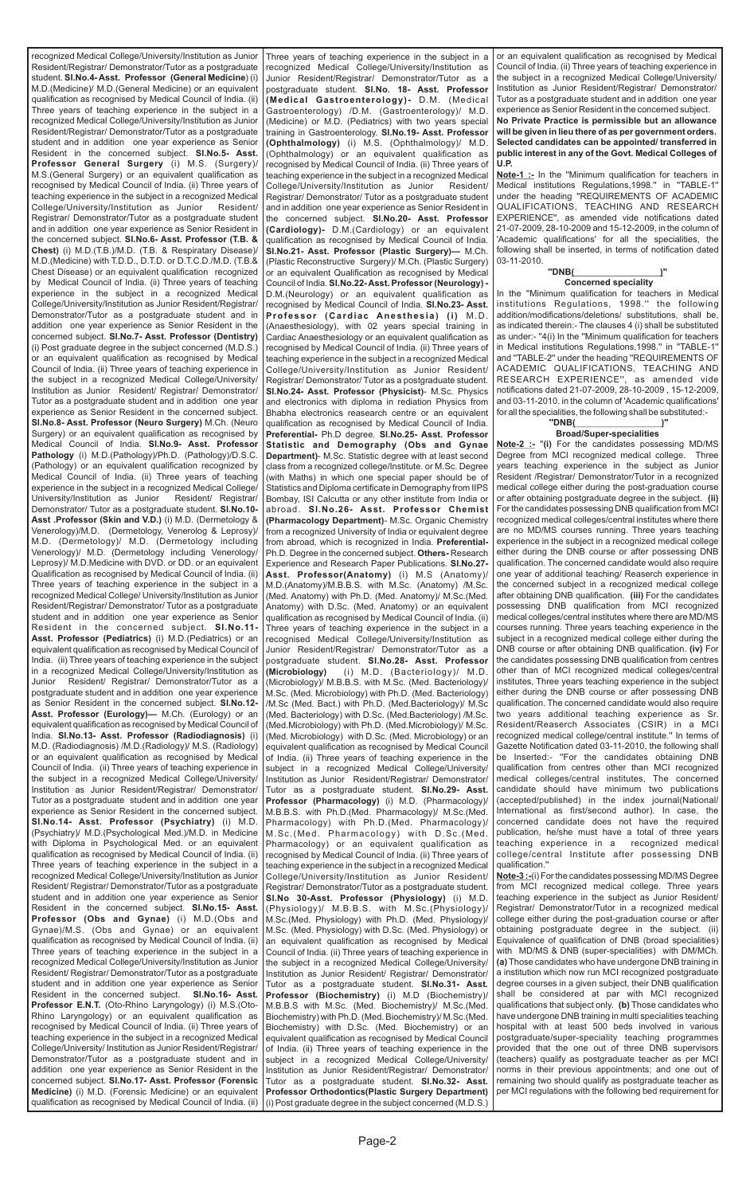recognized Medical College/University/Institution as Junior Resident/Registrar/ Demonstrator/Tutor as a postgraduate student. **Sl.No.4- Asst. Professor (General Medicine**) (i) M.D.(Medicine)/ M.D.(General Medicine) or an equivalent qualification as recognised by Medical Council of India. (ii) Three years of teaching experience in the subject in a recognized Medical College/University/Institution as Junior Resident/Registrar/ Demonstrator/Tutor as a postgraduate student and in addition one year experience as Senior Resident in the concerned subject. **Sl.No.5- Asst. Professor General Surgery** (i) M.S. (Surgery)/ M.S.(General Surgery) or an equivalent qualification as recognised by Medical Council of India. (ii) Three years of teaching experience in the subject in a recognized Medical College/University/Institution as Junior Resident/ Registrar/ Demonstrator/Tutor as a postgraduate student and in addition one year experience as Senior Resident in the concerned subject. **Sl.No.6- Asst. Professor (T.B. & Chest)** (i) M.D.(T.B.)/M.D. (T.B. & Respiratory Disease)/ M.D.(Medicine) with T.D.D., D.T.D. or D.T.C.D./M.D. (T.B.& Chest Disease) or an equivalent qualification recognized by Medical Council of India. (ii) Three years of teaching experience in the subject in a recognized Medical College/University/Institution as Junior Resident/Registrar/ Demonstrator/Tutor as a postgraduate student and in addition one year experience as Senior Resident in the concerned subject. **Sl.No.7- Asst. Professor (Dentistry)** (i) Post graduate degree in the subject concerned (M.D.S.) or an equivalent qualification as recognised by Medical Council of India. (ii) Three years of teaching experience in the subject in a recognized Medical College/University/ Institution as Junior Resident/ Registrar/ Demonstrator/ Tutor as a postgraduate student and in addition one year experience as Senior Resident in the concerned subject. **Sl.No.8- Asst. Professor (Neuro Surgery)** M.Ch. (Neuro Surgery) or an equivalent qualification as recognised by Medical Council of India. **Sl.No.9- Asst. Professor Pathology** (i) M.D.(Pathology)/Ph.D. (Pathology)/D.S.C. (Pathology) or an equivalent qualification recognized by Medical Council of India. (ii) Three years of teaching experience in the subject in a recognized Medical College/ University/Institution as Junior Resident/ Registrar/ Demonstrator/ Tutor as a postgraduate student. **Sl.No.10- Asst .Professor (Skin and V.D.)** (i) M.D. (Dermetology & Venerology)/M.D. (Dermetology, Venerolog & Leprosy)/ M.D. (Dermetology)/ M.D. (Dermetology including Venerology)/ M.D. (Dermetology including Venerology/ Leprosy)/ M.D.Medicine with DVD. or DD. or an equivalent Qualification as recognised by Medical Council of India. (ii) Three years of teaching experience in the subject in a recognized Medical College/ University/Institution as Junior Resident/Registrar/ Demonstrator/ Tutor as a postgraduate student and in addition one year experience as Senior Resident in the concerned subject. **Sl.No.11- Asst. Professor (Pediatrics)** (i) M.D.(Pediatrics) or an equivalent qualification as recognised by Medical Council of India. (ii) Three years of teaching experience in the subject in a recognized Medical College/University/Institution as Junior Resident/ Registrar/ Demonstrator/Tutor as a postgraduate student and in addition one year experience as Senior Resident in the concerned subject. **Sl.No.12- Asst. Professor (Eurology)—** M.Ch. (Eurology) or an equivalent qualification as recognised by Medical Council of India. **Sl.No.13- Asst. Professor (Radiodiagnosis)** (i) M.D. (Radiodiagnosis) /M.D.(Radiology)/ M.S. (Radiology) or an equivalent qualification as recognised by Medical Council of India. (ii) Three years of teaching experience in the subject in a recognized Medical College/ University/ Institution as Junior Resident/ Registrar/ Demonstrator/ Tutor as a postgraduate student and in addition one year experience as Senior Resident in the concerned subject. **Sl.No.14- Asst. Professor (Psychiatry)** (i) M.D. (Psychiatry)/ M.D.(Psychological Med.)/M.D. in Medicine with Diploma in Psychological Med. or an equivalent qualification as recognised by Medical Council of India. (ii) Three years of teaching experience in the subject in a recognized Medical College/University/Institution as Junior Resident/ Registrar/ Demonstrator/Tutor as a postgraduate student and in addition one year experience as Senior Resident in the concerned subject. **Sl.No.15- Asst. Professor (Obs and Gynae)** (i) M.D.(Obs and Gynae)/M.S. (Obs and Gynae) or an equivalent qualification as recognised by Medical Council of India. (ii) Three years of teaching experience in the subject in a recognized Medical College/University/Institution as Junior Resident/ Registrar/ Demonstrator/Tutor as a postgraduate student and in addition one year experience as Senior Resident in the concerned subject. **Sl.No.16- Asst. Professor E.N.T.** (Oto-Rhino Laryngology) (i) M.S.(Oto-Rhino Laryngology) or an equivalent qualification as recognised by Medical Council of India. (ii) Three years of teaching experience in the subject in a recognized Medical College/University/ Institution as Junior Resident/Registrar/ Demonstrator/Tutor as a postgraduate student and in addition one year experience as Senior Resident in the concerned subject. **Sl.No.17- Asst. Professor (Forensic Medicine)** (i) M.D. (Forensic Medicine) or an equivalent qualification as recognised by Medical Council of India. (ii) Three years of teaching experience in the subject in a recognized Medical College/University/Institution as Junior Resident/Registrar/ Demonstrator/Tutor as a postgraduate student. **Sl.No. 18- Asst. Professor (Medical Gastroenterology)-** D.M. (Medical Gastroenterology) /D.M. (Gastroenterology)/ M.D. (Medicine) or M.D. (Pediatrics) with two years special training in Gastroenterology. **Sl.No.19- Asst. Professor (Ophthalmology)** (i) M.S. (Ophthalmology)/ M.D. (Ophthalmology) or an equivalent qualification as recognised by Medical Council of India. (ii) Three years of teaching experience in the subject in a recognized Medical College/University/Institution as Junior Resident/ Registrar/ Demonstrator/ Tutor as a postgraduate student and in addition one year experience as Senior Resident in the concerned subject. **Sl.No.20- Asst. Professor (Cardiology)-** D.M.(Cardiology) or an equivalent qualification as recognised by Medical Council of India. **Sl.No.21- Asst. Professor (Plastic Surgery)—** M.Ch. (Plastic Reconstructive Surgery)/ M.Ch. (Plastic Surgery) or an equivalent qualification as recognised by Medical Council of India. **Sl.No.22- Asst. Professor (Neurology) -** D.M.(Neurology) or an equivalent qualification as recognised by Medical Council of India. **Sl.No.23- Asst. Professor (Cardiac Anesthesia) (i)** M.D. (Anaesthesiology), with 02 years special training in Cardiac Anaesthesiology or an equivalent qualification as recognised by Medical Council of India. (ii) Three years of teaching experience in the subject in a recognized Medical College/University/Institution as Junior Resident/ Registrar/ Demonstrator/ Tutor as a postgraduate student. **Sl.No.24- Asst. Professor (Physicist)**- M.Sc. Physics and electronics with diploma in radiation Physics from Bhabha electronics reasearch centre or an equivalent qualification as recognised by Medical Council of India. **Preferential-** Ph.D degree. **Sl.No.25- Asst. Professor Statistic and Demography (Obs and Gynae Department)**- M.Sc. Statistic degree with at least second class from a recognized college/Institute. or M.Sc. Degree (with Maths) in which one special paper should be of Statistics and Diploma certificate in Demography from IIPS Bombay, ISI Calcutta or any other institute from India or abroad. **Sl.No.26- Asst. Professor Chemist (Pharmacology Department)**- M.Sc. Organic Chemistry from a recognized University of India or equivalent degree from abroad, which is recognized in India. **Preferential-** Ph.D. Degree in the concerned subject. **Others-** Research Experience and Research Paper Publications. **Sl.No.27- Asst. Professor(Anatomy)** (i) M.S (Anatomy)/ M.D.(Anatomy)/M.B.B.S. with M.Sc. (Anatomy) /M.Sc. (Med. Anatomy) with Ph.D. (Med. Anatomy)/ M.Sc.(Med. Anatomy) with D.Sc. (Med. Anatomy) or an equivalent qualification as recognised by Medical Council of India. (ii) Three years of teaching experience in the subject in a recognized Medical College/University/Institution as Junior Resident/Registrar/ Demonstrator/Tutor as a postgraduate student. **Sl.No.28- Asst. Professor (Microbiology)** (i) M.D. (Bacteriology)/ M.D. (Microbiology)/ M.B.B.S. with M.Sc. (Med. Bacteriology)/ M.Sc. (Med. Microbiology) with Ph.D. (Med. Bacteriology) /M.Sc (Med. Bact.) with Ph.D. (Med.Bacteriology)/ M.Sc (Med. Bacteriology) with D.Sc. (Med.Bacteriology) /M.Sc. (Med.Microbiology) with Ph.D. (Med.Microbiology)/ M.Sc. (Med. Microbiology) with D.Sc. (Med. Microbiology) or an equivalent qualification as recognised by Medical Council of India. (ii) Three years of teaching experience in the subject in a recognized Medical College/University/ Institution as Junior Resident/Registrar/ Demonstrator/ Tutor as a postgraduate student. **Sl.No.29- Asst. Professor (Pharmacology)** (i) M.D. (Pharmacology)/ M.B.B.S. with Ph.D.(Med. Pharmacology)/ M.Sc.(Med. Pharmacology) with Ph.D.(Med. Pharmacology)/ M.Sc.(Med. Pharmacology) with D.Sc.(Med. Pharmacology) or an equivalent qualification as recognised by Medical Council of India. (ii) Three years of teaching experience in the subject in a recognized Medical College/University/Institution as Junior Resident/ Registrar/ Demonstrator/ Tutor as a postgraduate student. **Sl.No 30-Asst. Professor (Physiology)** (i) M.D. (Physiology)/ M.B.B.S. with M.Sc.(Physiology)/ M.Sc.(Med. Physiology) with Ph.D. (Med. Physiology)/ M.Sc. (Med. Physiology) with D.Sc. (Med. Physiology) or an equivalent qualification as recognised by Medical Council of India. (ii) Three years of teaching experience in the subject in a recognized Medical College/University/ Institution as Junior Resident/ Registrar/ Demonstrator/ Tutor as a postgraduate student. **Sl.No.31- Asst. Professor (Biochemistry)** (i) M.D (Biochemistry)/ M.B.B.S with M.Sc. (Med. Biochemistry)/ M.Sc.(Med. Biochemistry) with Ph.D. (Med. Biochemistry)/ M.Sc.(Med. Biochemistry) with D.Sc. (Med. Biochemistry) or an equivalent qualification as recognised by Medical Council of India. (ii) Three years of teaching experience in the subject in a recognized Medical College/University/ Institution as Junior Resident/Registrar/ Demonstrator/ Tutor as a postgraduate student. **Sl.No.32- Asst. Professor Orthodontics(Plastic Surgery Department)** (i) Post graduate degree in the subject concerned (M.D.S.) or an equivalent qualification as recognised by Medical Council of India. (ii) Three years of teaching experience in the subject in a recognized Medical College/University/ Institution as Junior Resident/Registrar/ Demonstrator/ Tutor as a postgraduate student and in addition one year experience as Senior Resident in the concerned subject.

**No Private Practice is permissible but an allowance will be given in lieu there of as per government orders. Selected candidates can be appointed/ transferred in public interest in any of the Govt. Medical Colleges of U.P.**

**Note-1 :-** In the "Minimum qualification for teachers in Medical institutions Regulations,1998." in "TABLE-1" under the heading "REQUIREMENTS OF ACADEMIC QUALIFICATIONS, TEACHING AND RESEARCH EXPERIENCE", as amended vide notifications dated 21-07-2009, 28-10-2009 and 15-12-2009, in the column of 'Academic qualifications' for all the specialities, the following shall be inserted, in terms of notification dated 03-11-2010.

**"DNB(\_\_\_\_\_\_\_\_\_\_\_\_\_\_\_\_\_)"**

**Concerned speciality**

In the "Minimum qualification for teachers in Medical institutions Regulations, 1998." the following addition/modifications/deletions/ substitutions, shall be, as indicated therein:- The clauses 4 (i) shall be substituted as under:- "4(i) In the "Minimum qualification for teachers in Medical institutions Regulations,1998." in "TABLE-1" and "TABLE-2" under the heading "REQUIREMENTS OF ACADEMIC QUALIFICATIONS, TEACHING AND RESEARCH EXPERIENCE", as amended vide notifications dated 21-07-2009, 28-10-2009 , 15-12-2009, and 03-11-2010. in the column of 'Academic qualifications' for all the specialities, the following shall be substituted:-

**"DNB(\_\_\_\_\_\_\_\_\_\_\_\_\_\_\_\_\_)"**

**Broad/Super-specialities**

**Note-2 :-** "**(i)** For the candidates possessing MD/MS Degree from MCI recognized medical college. Three years teaching experience in the subject as Junior Resident /Registrar/ Demonstrator/Tutor in a recognized medical college either during the post-graduation course or after obtaining postgraduate degree in the subject. **(ii)** For the candidates possessing DNB qualification from MCI recognized medical colleges/central institutes where there are no MD/MS courses running. Three years teaching experience in the subject in a recognized medical college either during the DNB course or after possessing DNB qualification. The concerned candidate would also require one year of additional teaching/ Reaserch experience in the concerned subject in a recognized medical college after obtaining DNB qualification. **(iii)** For the candidates possessing DNB qualification from MCI recognized medical colleges/central institutes where there are MD/MS courses running. Three years teaching experience in the subject in a recognized medical college either during the DNB course or after obtaining DNB qualification. **(iv)** For the candidates possessing DNB qualification from centres other than of MCI recognized medical colleges/central institutes, Three years teaching experience in the subject either during the DNB course or after possessing DNB qualification. The concerned candidate would also require two years additional teaching experience as Sr. Resident/Reaserch Associates (CSIR) in a MCI recognized medical college/central institute." In terms of Gazette Notification dated 03-11-2010, the following shall be Inserted:- "For the candidates obtaining DNB qualification from centres other than MCI recognized medical colleges/central institutes, The concerned candidate should have minimum two publications (accepted/published) in the index journal(National/ International as first/second author). In case, the concerned candidate does not have the required publication, he/she must have a total of three years teaching experience in a recognized medical college/central Institute after possessing DNB qualification."

**Note-3 :-**(i) For the candidates possessing MD/MS Degree from MCI recognized medical college. Three years teaching experience in the subject as Junior Resident/ Registrar/ Demonstrator/Tutor in a recognized medical college either during the post-graduation course or after obtaining postgraduate degree in the subject. (ii) Equivalence of qualification of DNB (broad specialities) with MD/MS & DNB (super-specialities) with DM/MCh. **(a)** Those candidates who have undergone DNB training in a institution which now run MCI recognized postgraduate degree courses in a given subject, their DNB qualification shall be considered at par with MCI recognized qualifications that subject only. **(b)** Those candidates who have undergone DNB training in multi specialities teaching hospital with at least 500 beds involved in various postgraduate/super-speciality teaching programmes provided that the one out of three DNB supervisors (teachers) qualify as postgraduate teacher as per MCI norms in their previous appointments; and one out of remaining two should qualify as postgraduate teacher as per MCI regulations with the following bed requirement for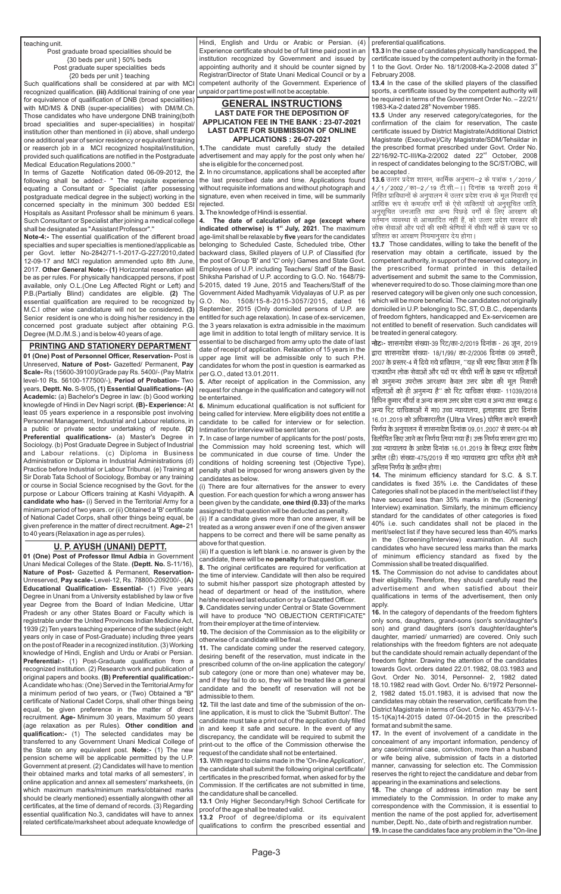teaching unit.

Post graduate broad specialities should be
{30 beds per unit } 50% beds
Post graduate super specialities beds
{20 beds per unit } teaching

Such qualifications shall be considered at par with MCI recognized qualification. **(iii)** Additional training of one year for equivalence of qualification of DNB (broad specialities) with MD/MS & DNB (super-specialities) with DM/M.Ch. Those candidates who have undergone DNB training(both broad specialities and super-specialities) in hospital/ institution other than mentioned in (ii) above, shall undergo one additional year of senior residency or equivalent training or reaserch job in a MCI recognized hospital/institution, provided such qualifications are notified in the Postgraduate Medical Education Regulations 2000."

In terms of Gazette Notification dated 06-09-2012, the following shall be added:- " The requisite experience equating a Consultant or Specialist (after possessing postgraduate medical degree in the subject) working in the concerned specialty in the minimum 300 bedded ESI Hospitals as Asistant Professor shall be minimum 6 years. Such Consultant or Specialist after joining a medical college shall be designated as "Assistant Professor"."

**Note-4:-** The essential qualification of the different broad specialties and super specialties is mentioned/applicable as per Govt. letter No-2842/71-1-2017-G-227/2010,dated 12-09-17 and MCI regulation ammended upto 8th June, 2017. **Other General Note:- (1)** Horizontal reservation will be as per rules. For physically handicapped persons, if post available, only O.L.(One Leg Affected Right or Left) and P.B.(Partially Blind) candidates are eligible. **(2)** The essential qualification are required to be recognized by M.C.I other wise candidature will not be considered**. (3)** Senior resident is one who is doing his/her residency in the concerned post graduate subject after obtaining P.G. Degree (M.D./M.S.) and is below 40 years of age.

## PRINTING AND STATIONERY DEPARTMENT

**01 (One) Post of Personnel Officer, Reservation-** Post is Unreserved, **Nature of Post-** Gazetted/ Permanent, **Pay Scale-** Rs (15600-39100)/Grade pay Rs. 5400/- (Pay Matrix level-10 Rs. 56100-177500/-), **Period of Probation-** Two years, **Deptt. No.** S-9/05**, (1) Essential Qualifications- (A) Academic:** (a) Bachelor's Degree in law: (b) Good working knowlegde of Hindi in Dev Nagri script. **(B)- Experience:** At least 05 years experience in a responsible post involving Personnel Management, Industrial and Labour relations, in a public or private sector undertaking of repute. **(2) Preferential qualifications-** (a) Master's Degree in Sociology. (b) Post Graduate Degree in Subject of Industrial and Labour relations. (c) Diploma in Business Administration or Diploma in Industrial Administrations (d) Practice before Industrial or Labour Tribunal. (e) Training at Sir Dorab Tata School of Sociology, Bombay or any training or course in Social Science recognised by the Govt. for the purpose or Labour Officers training at Kashi Vidyapith. **A candidate who has-** (i) Served in the Territorial Army for a minimum period of two years. or (ii) Obtained a 'B' certificate of National Cadet Corps, shall other things being equal, be given preference in the matter of direct recruitment. **Age-** 21 to 40 years (Relaxation in age as per rules).

## U. P. AYUSH (UNANI) DEPTT.

**01 (One) Post of Professor Ilmul Adbia** in Government Unani Medical Colleges of the State. **(Deptt. No.** S-11/16). **Nature of Post-** Gazetted & Permanent, **Reservation-** Unreserved, **Pay scale-** Level-12, Rs. 78800-209200/-, **(A) Educational Qualification- Essential-** (1) Five years Degree in Unani from a University established by law of five year Degree from the Board of Indian Medicine, Uttar Pradesh or any other States Board or Faculty which is registrable under the United Provinces Indian Medicine Act, 1939 (2) Ten years teaching experience of the subject (eight years only in case of Post-Graduate) including three years on the post of Reader in a recognized institution. (3) Working knowledge of Hindi, English and Urdu or Arabi or Persian. **Preferential:-** (1) Post-Graduate qualification from a recognized institution. (2) Research work and publication of original papers and books. **(B) Preferential qualification:-** A candidate who has: (One) Served in the Territorial Army for a minimum period of two years, or (Two) Obtained a "B" certificate of National Cadet Corps, shall other things being equal, be given preference in the matter of direct recruitment. **Age-** Minimum 30 years, Maximum 50 years (age relaxation as per Rules). **Other condition and qualification:-** (1) The selected candidates may be transferred to any Government Unani Medical College of the State on any equivalent post. **Note:-** (1) The new pension scheme will be applicable permitted by the U.P. Government at present. (2) Candidates will have to mention their obtained marks and total marks of all semesters', in online application and annex all semesters' marksheets, (in which maximum marks/minimum marks/obtained marks should be clearly mentioned) essentially alongwith other all certificates, at the time of demand of records. (3) Regarding essential qualification No.3, candidates will have to annex related certificate/marksheet about adequate knowledge of Hindi, English and Urdu or Arabic or Persian. (4) Experience certificate should be of full time paid post in an institution recognized by Government and issued by appointing authority and it should be counter signed by Registrar/Director of State Unani Medical Council or by a competent authority of the Government. Experience of unpaid or part time post will not be acceptable.

## GENERAL INSTRUCTIONS

### LAST DATE FOR THE DEPOSITION OF APPLICATION FEE IN THE BANK : 23-07-2021
### LAST DATE FOR SUBMISSION OF ONLINE APPLICATIONS : 26-07-2021

**1.** The candidate must carefully study the detailed advertisement and may apply for the post only when he/ she is eligible for the concerned post.

**2.** In no circumstance, applications shall be accepted after the last prescribed date and time. Applications found without requisite informations and without photograph and signature, even when received in time, will be summarily rejected.

**3.** The knowledge of Hindi is essential.

**4. The date of calculation of age (except where indicated otherwise) is 1st July, 2021**. The maximum age-limit shall be relaxable by **five** years for the candidates belonging to Scheduled Caste, Scheduled tribe, Other backward class, Skilled players of U.P. of Classified (for the post of Group 'B' and 'C' only) Games and State Govt. Employees of U.P. including Teachers/ Staff of the Basic Shiksha Parishad of U.P. according to G.O. No. 1648/79-5-2015, dated 19 June, 2015 and Teachers/Staff of the Government Aided Madhyamik Vidyalayas of U.P. as per G.O. No. 1508/15-8-2015-3057/2015, dated 16 September, 2015 (Only domiciled persons of U.P. are entitled for such age relaxation). In case of ex-servicemen, the 3 years relaxation is extra admissible in the maximum age limit in addition to total length of military service. It is essential to be discharged from army upto the date of last date of receipt of application. Relaxation of 15 years in the upper age limit will be admissible only to such P.H. candidates for whom the post in question is earmarked as per G.O., dated 13.01.2011.

**5.** After receipt of application in the Commission, any request for change in the qualification and category will not be entertained.

**6.** Minimum educational qualification is not sufficient for being called for interview. Mere eligibility does not entitle a candidate to be called for interview or for selection. Intimation for interview will be sent later on.

**7.** In case of large number of applicants for the post/ posts, the Commission may hold screening test, which will be communicated in due course of time. Under the conditions of holding screening test (Objective Type), penalty shall be imposed for wrong answers given by the candidates as below.

(i) There are four alternatives for the answer to every question. For each question for which a wrong answer has been given by the candidate, **one third (0.33)** of the marks assigned to that question will be deducted as penalty.

(ii) If a candidate gives more than one answer, it will be treated as a wrong answer even if one of the given answer happens to be correct and there will be same penalty as above for that question.

(iii) If a question is left blank i.e. no answer is given by the candidate, there will be **no penalty** for that question.

**8.** The original certificates are required for verification at the time of interview. Candidate will then also be required to submit his/her passport size photograph attested by head of department or head of the institution, where he/she received last education or by a Gazetted Officer.

**9.** Candidates serving under Central or State Government will have to produce "NO OBJECTION CERTIFICATE" from their employer at the time of interview.

**10.** The decision of the Commission as to the eligibility or otherwise of a candidate will be final.

**11.** The candidate coming under the reserved category, desiring benefit of the reservation, must indicate in the prescribed column of the on-line application the category/ sub category (one or more than one) whatever may be, and if they fail to do so, they will be treated like a general candidate and the benefit of reservation will not be admissible to them.

**12.** Till the last date and time of the submission of the on-line application, it is must to click the 'Submit Button'. The candidate must take a print out of the application duly filled in and keep it safe and secure. In the event of any discrepancy, the candidate will be required to submit the print-out to the office of the Commission otherwise the request of the candidate shall not be entertained.

**13.** With regard to claims made in the 'On-line Application', the candidate shall submit the following original certificate/ certificates in the prescribed format, when asked for by the Commission. If the certificates are not submitted in time, the candidature shall be cancelled.

**13.1** Only Higher Secondary/High School Certificate for proof of the age shall be treated valid.

**13.2** Proof of degree/diploma or its equivalent qualifications to confirm the prescribed essential and preferential qualifications.

**13.3** In the case of candidates physically handicapped, the certificate issued by the competent authority in the format-1 to the Govt. Order No. 18/1/2008-Ka-2-2008 dated 3rd February 2008.

**13.4** In the case of the skilled players of the classified sports, a certificate issued by the competent authority will be required in terms of the Government Order No. – 22/21/ 1983-Ka-2 dated 28th November 1985.

**13.5** Under any reserved category/categories, for the confirmation of the claim for reservation, The caste certificate issued by District Magistrate/Additional District Magistrate (Executive)/City Magistrate/SDM/Tehsildar in the prescribed format prescribed under Govt. Order No. 22/16/92-TC-III/Ka-2/2002 dated 22nd October, 2008 in respect of candidates belonging to the SC/ST/OBC, will be accepted .

**13.6** उत्तर प्रदेश शासन, कार्मिक अनुभाग–2 के पत्रांक 1 / 2019 / 4 / 1 / 2002 / का–2 / 19 टी.सी.– I I दिनांक 18 फरवरी 2019 में निहित प्राविधानों के अनुपालन में उत्तर प्रदेश राज्य के मूल निवासी एवं आर्थिक रूप से कमजोर वर्गों के ऐसे व्यक्तियों जो अनुसूचित जाति, अनुसूचित जनजाति तथा अन्य पिछड़े वर्गों के लिए आरक्षण की वर्तमान व्यवस्था से आच्छादित नहीं हैं, को उत्तर प्रदेश सरकार की लोक सेवाओं और पदों की सभी श्रेणियों में सीधी भर्ती के प्रक्रम पर 10 प्रतिशत का आरक्षण नियमानुसार देय होगा।

**13.7** Those candidates, willing to take the benefit of the reservation may obtain a certificate, issued by the competent authority, in support of the reserved category, in the prescribed format printed in this detailed advertisement and submit the same to the Commission, whenever required to do so. Those claiming more than one reserved category will be given only one such concession, which will be more beneficial. The candidates not originally domiciled in U.P. belonging to SC, ST, O.B.C., dependants of freedom fighters, handicapped and Ex-servicemen are not entitled to benefit of reservation. Such candidates will be treated in general category.

**नोटः-** शासनादेश संख्या-39 रिट/का-2/2019 दिनांक - 26 जून, 2019 द्वारा शासनादेश संख्या- 18/1/99/ का-2/2006 दिनांक 09 जनवरी, 2007 के प्रस्तर-4 में दिये गये प्राविधान, ''यह भी स्पष्ट किया जाता है कि राज्याधीन लोक सेवाओं और पदों पर सीधी भर्ती के प्रक्रम पर महिलाओं को अनुमन्य उपरोक्त आरक्षण केवल उत्तर प्रदेश की मूल निवासी महिलाओं को ही अनुमन्य है'' को रिट याचिका संख्या- 11039/2018 विपिन कुमार मौर्या व अन्य बनाम उत्तर प्रदेश राज्य व अन्य तथा सम्बद्ध 6 अन्य रिट याचिकाओं में मा0 उच्च न्यायालय, इलाहाबाद द्वारा दिनांक 16.01.2019 को अधिकारातीत (Ultra Vires) घोषित करने सम्बन्धी निर्णय के अनुपालन में शासनादेश दिनांक 09.01.2007 से प्रस्तर-04 को विलोपित किए जाने का निर्णय लिया गया है। उक्त निर्णय शासन द्वारा मा0 उच्च न्यायालय के आदेश दिनांक 16.01.2019 के विरूद्ध दायर विशेष अपील (डी) संख्या-475/2019 में मा0 न्यायालय द्वारा पारित होने वाले अन्तिम निर्णय के अधीन होगा।

**14.** The minimum efficiency standard for S.C. & S.T. candidates is fixed 35% i.e. the Candidates of these Categories shall not be placed in the merit/select list if they have secured less than 35% marks in the (Screening/ Interview) examination. Similarly, the minimum efficiency standard for the candidates of other categories is fixed 40% i.e. such candidates shall not be placed in the merit/select list if they have secured less than 40% marks in the (Screening/Interview) examination. All such candidates who have secured less marks than the marks of minimum efficiency standard as fixed by the Commission shall be treated disqualified.

**15.** The Commission do not advise to candidates about their eligibility. Therefore, they should carefully read the advertisement and when satisfied about their qualifications in terms of the advertisement, then only apply.

**16.** In the category of dependants of the freedom fighters only sons, daughters, grand-sons (son's son/daughter's son) and grand daughters (son's daughter/daughter's daughter, married/ unmarried) are covered. Only such relationships with the freedom fighters are not adequate but the candidate should remain actually dependant of the freedom fighter. Drawing the attention of the candidates towards Govt. orders dated 22.01.1982, 08.03.1983 and Govt. Order No. 3014, Personnel- 2, 1982 dated 18.10.1982 read with Govt. Order No. 6/1972 Personnel-2, 1982 dated 15.01.1983, it is advised that now the candidates may obtain the reservation, certificate from the District Magistrate in terms of Govt. Order No. 453/79-V-1-15-1(Ka)14-2015 dated 07-04-2015 in the prescribed format and submit the same.

**17.** In the event of involvement of a candidate in the concealment of any important information, pendency of any case/criminal case, conviction, more than a husband or wife being alive, submission of facts in a distorted manner, canvassing for selection etc. The Commission reserves the right to reject the candidature and debar from appearing in the examinations and selections.

**18.** The change of address intimation may be sent immediately to the Commission. In order to make any correspondence with the Commission, it is essential to mention the name of the post applied for, advertisement number, Deptt. No., date of birth and registration number.

**19.** In case the candidates face any problem in the "On-line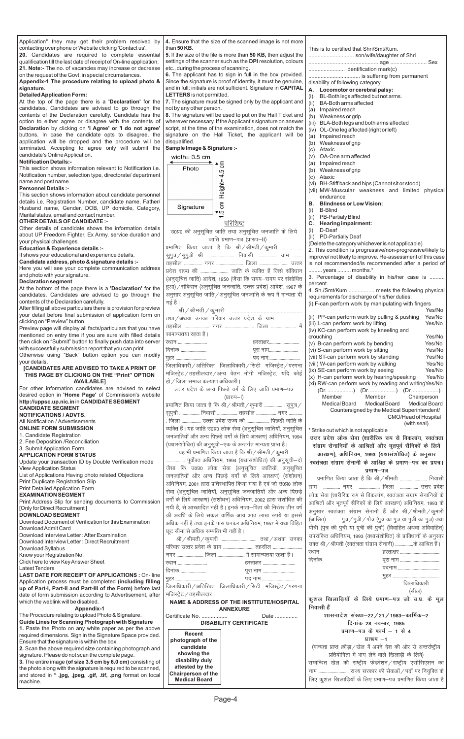Application" they may get their problem resolved by contacting over phone or Website clicking 'Contact us'.

**20.** Candidates are required to complete essential qualification till the last date of receipt of On-line application.

**21. Note:-** The no. of vacancies may increase or decrease on the request of the Govt. in special circumstances.

**Appendix-1 The procedure relating to upload photo & signature.**

**Detailed Application Form:**

At the top of the page there is a **'Declaration'** for the candidates. Candidates are advised to go through the contents of the Declaration carefully. Candidate has the option to either agree or disagree with the contents of **Declaration** by clicking on **'I Agree' or 'I do not agree'** buttons. In case the candidate opts to disagree, the application will be dropped and the procedure will be terminated. Accepting to agree only will submit the candidate's Online Application.

**Notification Details:-**

This section shows information relevant to Notification i.e. Notification number, selection type, directorate/ department name and post name.

**Personnel Details :-**

This section shows information about candidate personnel details i.e. Registration Number, candidate name, Father/ Husband name, Gender, DOB, UP domicile, Category, Marital status, email and contact number.

**OTHER DETAILS OF CANDIDATE :-**

Other details of candidate shows the information details about UP Freedom Fighter, Ex Army, service duration and your physical challenges

**Education & Experience details :-**

It shows your educational and experience details.

**Candidate address, photo & signature details :-**

Here you will see your complete communication address and photo with your signature.

**Declaration segment**

At the bottom of the page there is a **'Declaration'** for the candidates. Candidates are advised to go through the contents of the Declaration carefully.

After filling all above particulars there is provision for preview your detail before final submission of application form on clicking on "Preview" button.

Preview page will display all facts/particulars that you have mentioned on entry time if you are sure with filled details then click on "Submit" button to finally push data into server with successfully submission report that you can print. Otherwise using "Back" button option you can modify your details.

**[CANDIDATES ARE ADVISED TO TAKE A PRINT OF THIS PAGE BY CLICKING ON THE "Print" OPTION AVAILABLE]**

For other information candidates are advised to select desired option in **'Home Page'** of Commission's website **http://uppsc.up.nic.in** in **CANDIDATE SEGMENT**

**CANDIDATE SEGMENT**

**NOTIFICATIONS / ADVTS.**

All Notification / Advertisements

**ONLINE FORM SUBMISSION**

1. Candidate Registration
2. Fee Deposition /Reconciliation
3. Submit Application Form

**APPLICATION FORM STATUS**

Update your transaction ID by Double Verification mode

View Application Status

List of Applications Having photo related Objections

Print Duplicate Registration Slip

Print Detailed Application Form

**EXAMINATION SEGMENT**

Print Address Slip for sending documents to Commission [Only for Direct Recruitment]

**DOWNLOAD SEGMENT**

Download Document of Verification for this Examination

Download Admit Card

Download Interview Letter : After Examination

Download Interview Letter : Direct Recruitment

Download Syllabus

Know your Registration No.

Click here to view Key Answer Sheet

Latest Tenders

**LAST DATE FOR RECEIPT OF APPLICATIONS :** On- line Application process must be completed **(including filling up of Part-I, Part-II and Part-III of the Form)** before last date of form submission according to Advertisement, after which the weblink will be disabled.

**Appendix-1**

The Procedure relating to upload Photo & Signature.

**Guide Lines for Scanning Photograph with Signature**

**1.** Paste the Photo on any white paper as per the above required dimensions. Sign in the Signature Space provided. Ensure that the signature is within the box.

**2.** Scan the above required size containing photograph and signature. Please do not scan the complete page.

**3.** The entire image **(of size 3.5 cm by 6.0 cm)** consisting of the photo along with the signature is required to be scanned, and stored in *** .jpg, .jpeg, .gif, .tif, .png** format on local machine.

**4.** Ensure that the size of the scanned image is not more than **50 KB.**

**5.** If the size of the file is more than **50 KB,** then adjust the settings of the scanner such as the **DPI** resolution, colours etc., during the process of scanning.

**6.** The applicant has to sign in full in the box provided. Since the signature is proof of identity, it must be genuine, and in full; initials are not sufficient. Signature in **CAPITAL LETTERS** is not permitted.

**7.** The signature must be signed only by the applicant and not by any other person.

**8.** The signature will be used to put on the Hall Ticket and wherever necessary. If the Applicant's signature on answer script, at the time of the examination, does not match the signature on the Hall Ticket, the applicant will be disqualified.

**Sample Image & Signature :-**

width= 3.5 cm

| Photo (Height= 4.5 cm) |
|---|
| Signature (1.5 cm) |

## परिशिष्ट

उ०प्र० की अनुसूचित जाति तथा अनुसूचित जनजाति के लिये जाति प्रमाण–पत्र (प्रारुप–II)

प्रमाणित किया जाता है कि श्री/श्रीमती/कुमारी .................. सुपुत्र/सुपुत्री श्री ......................... निवासी ................ ग्राम ........ तहसील .................. नगर .................... जिला ................... उत्तर प्रदेश राज्य की ......................... जाति के व्यक्ति हैं जिसे संविधान (अनुसूचित जाति) आदेश, 1950 (जैसा कि समय–समय पर संशोधित हुआ)/संविधान (अनुसूचित जनजाति, उत्तर प्रदेश) आदेश, 1967 के अनुसार अनुसूचित जाति/अनुसूचित जनजाति के रूप में मान्यता दी गई है।

श्री/श्रीमती/कुमारी .................................................... तथा/अथवा उनका परिवार उत्तर प्रदेश के ग्राम ..................... तहसील ...................... नगर ......................... जिला ..................... में सामान्यतया रहता है।

स्थान .......................... हस्ताक्षर..........................

दिनांक ....................... पूरा नाम.........................

मुहर ........................... पद नाम..........................

जिलाधिकारी/अतिरिक्त जिलाधिकारी/सिटी मजिस्ट्रेट/परगना मजिस्ट्रेट/तहसीलदार/अन्य वेतन भोगी मजिस्ट्रेट, यदि कोई हो/जिला समाज कल्याण अधिकारी।

उत्तर प्रदेश के अन्य पिछड़े वर्ग के लिए जाति प्रमाण–पत्र (प्रारुप–I)

प्रमाणित किया जाता है कि श्री/श्रीमती/कुमारी ................. सुपुत्र/सुपुत्री ................. निवासी ................. तहसील ................. नगर ............. . जिला ................. उत्तर प्रदेश राज्य की .................. पिछड़ी जाति के व्यक्ति हैं। यह जाति उ०प्र० लोक सेवा (अनुसूचित जातियों, अनुसूचित जनजातियों और अन्य पिछड़े वर्गों के लिये आरक्षण) अधिनियम, 1994 (यथासंशोधित) की अनुसूची–एक के अन्तर्गत मान्यता प्राप्त है।

यह भी प्रमाणित किया जाता है कि श्री/श्रीमती/कुमारी .......... ................ पूर्वोक्त अधिनियम, 1994 (यथासंशोधित) की अनुसूची–दो जैसा कि उ०प्र० लोक सेवा (अनुसूचित जातियों, अनुसूचित जनजातियों और अन्य पिछड़े वर्गों के लिये आरक्षण) (संशोधन) अधिनियम, 2001 द्वारा प्रतिस्थापित किया गया है एवं जो उ०प्र० लोक सेवा (अनुसूचित जातियों, अनुसूचित जनजातियों और अन्य पिछड़े वर्गों के लिये आरक्षण) (संशोधन) अधिनियम, 2002 द्वारा संशोधित की गयी है, से आच्छादित नहीं है। इनके माता–पिता की निरंतर तीन वर्ष की अवधि के लिये सकल वार्षिक आय आठ लाख रुपये या इससे अधिक नहीं है तथा इनके पास धनकर अधिनियम, 1957 में यथा विहित छूट सीमा से अधिक सम्पत्ति भी नहीं है।

श्री/श्रीमती/कुमारी .............................. तथा/अथवा उनका परिवार उत्तर प्रदेश के ग्राम .......................... तहसील ........................ नगर ......................... जिला ...................... में सामान्यतया रहता है।

स्थान .......................... हस्ताक्षर ..........................

दिनांक ....................... पूरा नाम ..........................

मुहर ........................... पद नाम ..........................

जिलाधिकारी/अतिरिक्त जिलाधिकारी/सिटी मजिस्ट्रेट/परगना मजिस्ट्रेट/तहसीलदार।

**NAME & ADDRESS OF THE INSTITUTE/HOSPITAL**

**ANNEXURE**

Certificate No. ................. Date ...............

**DISABILITY CERTIFICATE**

| **Recent photograph of the candidate showing the disability duly attested by the Chairperson of the Medical Board** |
|---|

This is to certified that Shri/Smt/Kum. .............................. son/wife/daughter of Shri ............................................ age ........................ Sex ....................... identification mark(c) ................................... is suffering from permanent disability of following category.

**A. Locomotor or cerebral palsy:**

(i) BL-Both legs affected but not arms.
(ii) BA-Both arms affected
  (a) Impaired reach
  (b) Weakness or grip
(iii) BLA-Both legs and both arms affected
(iv) OL-One leg affected (right or left)
  (a) Impaired reach
  (b) Weakness of grip
  (c) Ataxic
(v) OA-One arm affected
  (a) Impaired reach
  (b) Weakness of grip
  (c) Ataxic
(vi) BH-Stiff back and hips (Cannot sit or stood)
(vii) MW-Muscular weakness and limited physical endurance

**B. Blindness or Low Vision:**

(i) B-Blind
(ii) PB-Partialy Blind

**C. Hearing impairment:**

(i) D-Deaf
(ii) PD-Partially Deaf

(Delete the category whichever is not applicable)

2. This condition is progressive/non-progressive/likely to improve/ not likely to improve. Re-assessment of this case is not recommended/is recommended after a period of ......... years ......... months.*

3. Percentage of disability in his/her case is .......... percent.

4. Sh./Smt/Kum ................. meets the following physical requirements for discharge of his/her duties:

(i) F-can perform work by manipulating with fingers Yes/No
(ii) PP-can perform work by pulling & pushing Yes/No
(iii) L-can perform work by lifting Yes/No
(iv) KC-can perform work by kneeling and crouching Yes/No
(v) B-can perform work by bending Yes/No
(vi) S-can perform work by sitting Yes/No
(vii) ST-can perform work by standing Yes/No
(viii) W-can perform work by walking Yes/No
(ix) SE-can perform work by seeing Yes/No
(x) H-can perform work by hearing/speaking Yes/No
(xi) RW-can perform work by reading and writing Yes/No

| (Dr. .................) | (Dr. .................) | (Dr. .................) |
|---|---|---|
| Member | Member | Chairperson |
| Medical Board | Medical Board | Medical Board |

Countersigned by the Medical Superintendent/ CMO/Head of Hospital (with seal)

* Strike out which is not applicable

**उत्तर प्रदेश लोक सेवा (शारीरिक रूप से विकलांग, स्वतंत्रता संग्राम सेनानियों के आश्रितों और भूतपूर्व सैनिकों के लिये आरक्षण), अधिनियम, 1993 (यथासंशोधित) के अनुसार स्वतंत्रता संग्राम सेनानी के आश्रित के प्रमाण–पत्र का प्रपत्र।**

**प्रमाण–पत्र**

प्रमाणित किया जाता है कि श्री/श्रीमती ....................... निवासी ग्राम– ............. नगर– ................. जिला– ............... उत्तर प्रदेश लोक सेवा (शारीरिक रूप से विकलांग, स्वतंत्रता संग्राम सेनानियों के आश्रितों और भूतपूर्व सैनिकों के लिये आरक्षण) अधिनियम, 1993 के अनुसार स्वतंत्रता संग्राम सेनानी हैं और श्री/श्रीमती/कुमारी (आश्रित) .......... पुत्र/पुत्री/पौत्र (पुत्र का पुत्र या पुत्री का पुत्र) तथा पौत्री (पुत्र की पुत्री या पुत्री की पुत्री) (विवाहित अथवा अविवाहित) उपरांकित अधिनियम, 1993 (यथासंशोधित) के प्राविधानों के अनुसार उक्त श्री/श्रीमती (स्वतंत्रता संग्राम सेनानी) ...............के आश्रित हैं।

स्थानः हस्ताक्षर .................................

दिनांकः पूरा नाम .................................

पदनाम .................................

मुहर .................................

जिलाधिकारी

(सील)

**कुशल खिलाड़ियों के लिये प्रमाण–पत्र जो उ.प्र. के मूल निवासी हैं**

**शासनादेश संख्या–22/21/1983–कार्मिक–2**

**दिनांक 28 नवम्बर, 1985**

**प्रमाण–पत्र के फार्म – 1 से 4**

**प्रारूप –1**

(मान्यता प्राप्त क्रीड़ा/खेल में अपने देश की ओर से अन्तर्राष्ट्रीय प्रतियोगिता में भाग लेने वाले खिलाड़ी के लिये)

सम्बन्धित खेल की राष्ट्रीय फेडरेशन/राष्ट्रीय एसोसिएशन का नाम ......................... राज्य सरकार की सेवाओं/पदों पर नियुक्ति के लिए कुशल खिलाड़ियों के लिए प्रमाण–पत्र प्रमाणित किया जाता है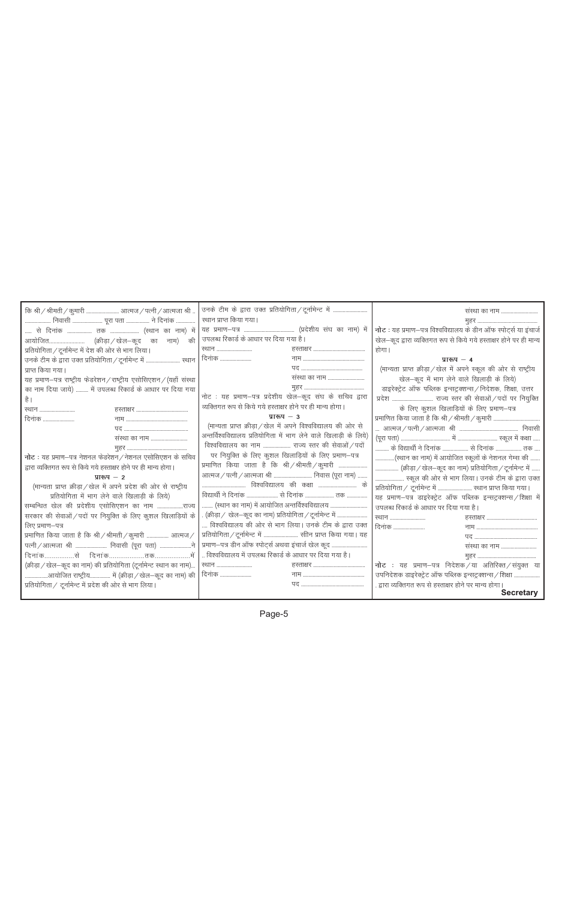कि श्री/श्रीमती/कुमारी ...................... आत्मज/पत्नी/आत्मजा श्री .. .................. निवासी .................... पूरा पता ............... ने दिनांक ............ ..... से दिनांक ................ तक .................. (स्थान का नाम) में आयोजित......................... (क्रीड़ा/खेल–कूद का नाम) की प्रतियोगिता/टूर्नामेन्ट में देश की ओर से भाग लिया।

उनके टीम के द्वारा उक्त प्रतियोगिता/टूर्नामेन्ट में ...................... स्थान प्राप्त किया गया।

यह प्रमाण–पत्र नेशनल फेडरेशन/नेशनल एसोसिएशन/(यहाँ संस्था का नाम दिया जाये) ........ में उपलब्ध रिकार्ड के आधार पर दिया गया है।

स्थान ........................ हस्ताक्षर ....................................

दिनांक ..................... नाम ............................................

पद ..............................................

संस्था का नाम ..........................

मुहर ..........................................

**नोट** : यह प्रमाण–पत्र नेशनल फेडरेशन/नेशनल एसोसिएशन के सचिव द्वारा व्यक्तिगत रूप से किये गये हस्ताक्षर होने पर ही मान्य होगा।

## प्रारूप – 2

(मान्यता प्राप्त क्रीड़ा/खेल में अपने प्रदेश की ओर से राष्ट्रीय प्रतियोगिता में भाग लेने वाले खिलाड़ी के लिये)

सम्बन्धित खेल की प्रदेशीय एसोसिएशन का नाम ..................राज्य सरकार की सेवाओं/पदों पर नियुक्ति के लिए कुशल खिलाड़ियों के लिए प्रमाण–पत्र

प्रमाणित किया जाता है कि श्री/श्रीमती/कुमारी ............... आत्मज/पत्नी/आत्मजा श्री ...................... निवासी (पूरा पता) .....................ने दिनांक...............से दिनांक..................तक..................में (क्रीड़ा/खेल–कूद का नाम) की प्रतियोगिता (टूर्नामेंट स्थान का नाम)... ................आयोजित राष्ट्रीय............. में (क्रीड़ा/खेल–कूद का नाम) की प्रतियोगिता/ टूर्नामेन्ट में प्रदेश की ओर से भाग लिया।

उनके टीम के द्वारा उक्त प्रतियोगिता/टूर्नामेन्ट में ...................... स्थान प्राप्त किया गया।

यह प्रमाण–पत्र ................................... (प्रदेशीय संघ का नाम) में उपलब्ध रिकार्ड के आधार पर दिया गया है।

स्थान ........................ हस्ताक्षर ....................................

दिनांक ..................... नाम ............................................

पद ..............................................

संस्था का नाम ..........................

मुहर ..........................................

नोट : यह प्रमाण–पत्र प्रदेशीय खेल–कूद संघ के सचिव द्वारा व्यक्तिगत रूप से किये गये हस्ताक्षर होने पर ही मान्य होगा।

## प्रारूप – 3

(मान्यता प्राप्त क्रीड़ा/खेल में अपने विश्वविद्यालय की ओर से अन्तर्विश्वविद्यालय प्रतियोगिता में भाग लेने वाले खिलाड़ी के लिये)

विश्वविद्यालय का नाम .................. राज्य स्तर की सेवाओं/पदों पर नियुक्ति के लिए कुशल खिलाड़ियों के लिए प्रमाण–पत्र

प्रमाणित किया जाता है कि श्री/श्रीमती/कुमारी .................... आत्मज/पत्नी/आत्मजा श्री ........................... निवास (पूरा नाम) ....... ................................ विश्वविद्यालय की कक्षा ............................ के विद्यार्थी ने दिनांक ...................... से दिनांक .................... तक ............... ........ (स्थान का नाम) में आयोजित अन्तर्विश्वविद्यालय ........................ . (क्रीड़ा/ खेल–कूद का नाम) प्रतियोगिता/टूर्नामेन्ट में .................... .... विश्वविद्यालय की ओर से भाग लिया। उनके टीम के द्वारा उक्त प्रतियोगिता/टूर्नामेन्ट में ........................ स्थान प्राप्त किया गया। यह प्रमाण–पत्र डीन ऑफ स्पोर्ट्स अथवा इंचार्ज खेल कूद ......................... .. विश्वविद्यालय में उपलब्ध रिकार्ड के आधार पर दिया गया है।

स्थान ........................ हस्ताक्षर ....................................

दिनांक ..................... नाम ............................................

पद ..............................................

संस्था का नाम ..........................

मुहर ..........................................

**नोट** : यह प्रमाण–पत्र विश्वविद्यालय के डीन ऑफ स्पोर्ट्स या इंचार्ज खेल–कूद द्वारा व्यक्तिगत रूप से किये गये हस्ताक्षर होने पर ही मान्य होगा।

## प्रारूप – 4

(मान्यता प्राप्त क्रीड़ा/खेल में अपने स्कूल की ओर से राष्ट्रीय खेल–कूद में भाग लेने वाले खिलाड़ी के लिये)

डाइरेक्ट्रेट ऑफ पब्लिक इन्सट्रक्शन्स/निदेशक, शिक्षा, उत्तर प्रदेश ............................ राज्य स्तर की सेवाओं/पदों पर नियुक्ति के लिए कुशल खिलाड़ियों के लिए प्रमाण–पत्र

प्रमाणित किया जाता है कि श्री/श्रीमती/कुमारी ................................ ... आत्मज/पत्नी/आत्मजा श्री ...................................... निवासी (पूरा पता) ...................................... में .......................... स्कूल में कक्षा ..... .......... के विद्यार्थी ने दिनांक .................. से दिनांक .................. तक .... ............(स्थान का नाम) में आयोजित स्कूलों के नेशनल गेम्स की ...... ................ (क्रीड़ा/खेल–कूद का नाम) प्रतियोगिता/टूर्नामेन्ट में ...... .................. स्कूल की ओर से भाग लिया। उनके टीम के द्वारा उक्त प्रतियोगिता/ टूर्नामेन्ट में ....................... स्थान प्राप्त किया गया।

यह प्रमाण–पत्र डाइरेक्ट्रेट ऑफ पब्लिक इन्सट्रक्शन्स/शिक्षा में उपलब्ध रिकार्ड के आधार पर दिया गया है।

स्थान ........................ हस्ताक्षर ....................................

दिनांक ..................... नाम ............................................

पद ..............................................

संस्था का नाम ..........................

मुहर ..........................................

**नोट** : यह प्रमाण–पत्र निदेशक/या अतिरिक्त/संयुक्त या उपनिदेशक डाइरेक्ट्रेट ऑफ पब्लिक इन्सट्रक्शन्स/शिक्षा .................. . द्वारा व्यक्तिगत रूप से हस्ताक्षर होने पर मान्य होगा।

**Secretary**